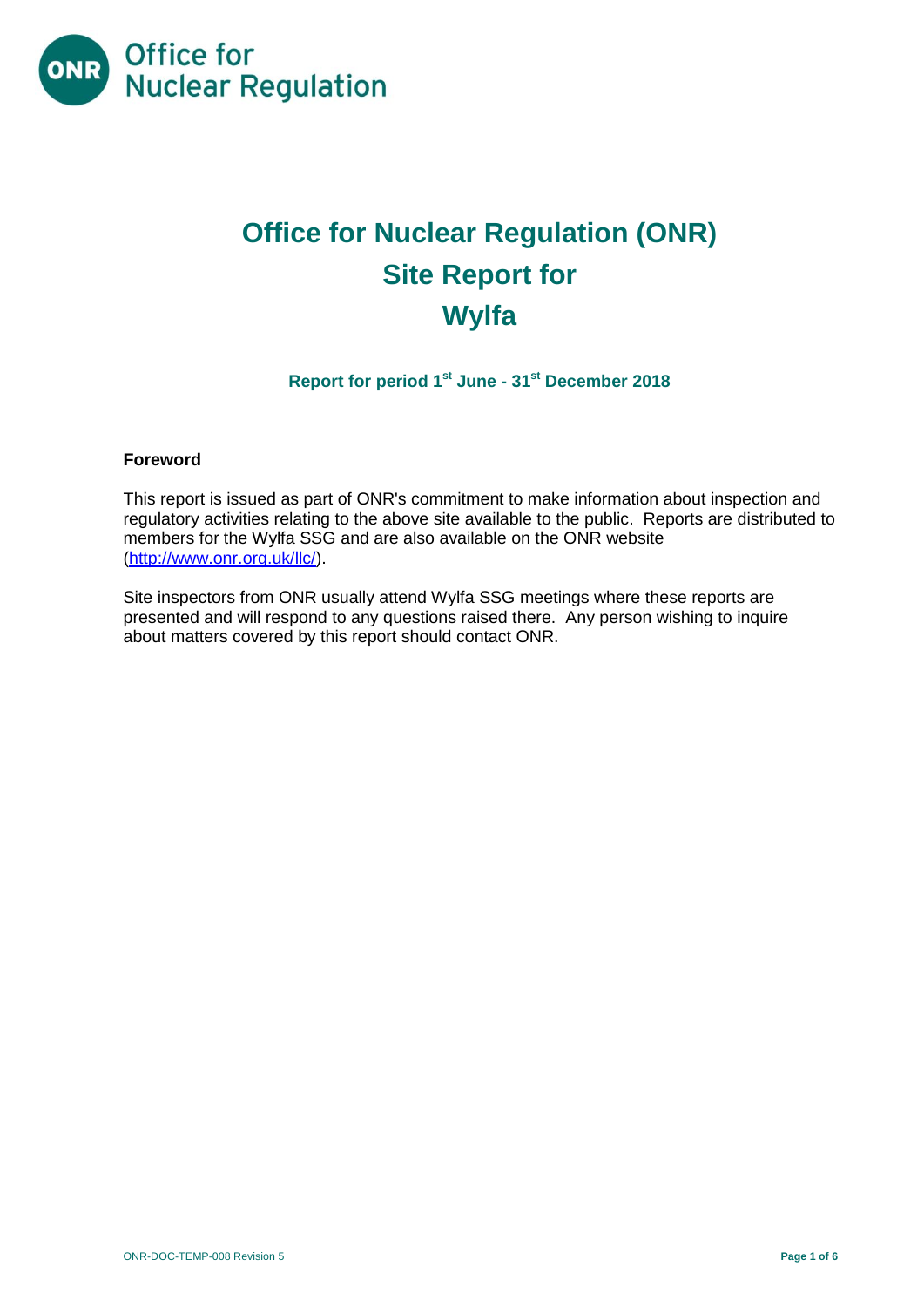# Office for Nuclear Regulation (ONR) Site Report for Wylfa

### Report for period 1st June - 31st December 2018

**Foreword**

This report is issued as part of ONR's commitment to make information about inspection and regulatory activities relating to the above site available to the public. Reports are distributed to members for the Wylfa SSG and are also available on the ONR website (http://www.onr.org.uk/llc/).

Site inspectors from ONR usually attend Wylfa SSG meetings where these reports are presented and will respond to any questions raised there. Any person wishing to inquire about matters covered by this report should contact ONR.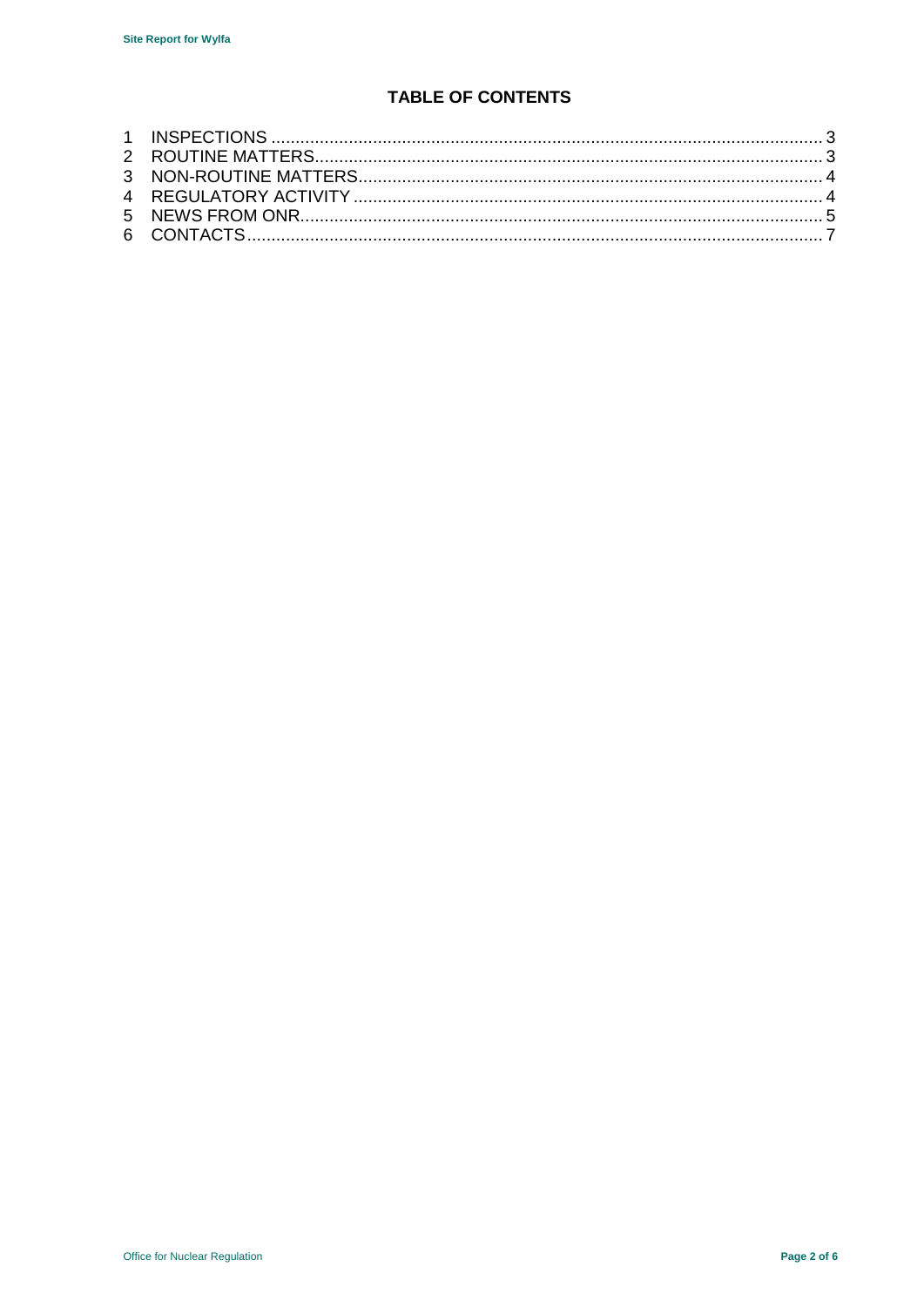## TABLE OF CONTENTS

1 INSPECTIONS ..... 3
2 ROUTINE MATTERS ..... 3
3 NON-ROUTINE MATTERS ..... 4
4 REGULATORY ACTIVITY ..... 4
5 NEWS FROM ONR ..... 5
6 CONTACTS ..... 7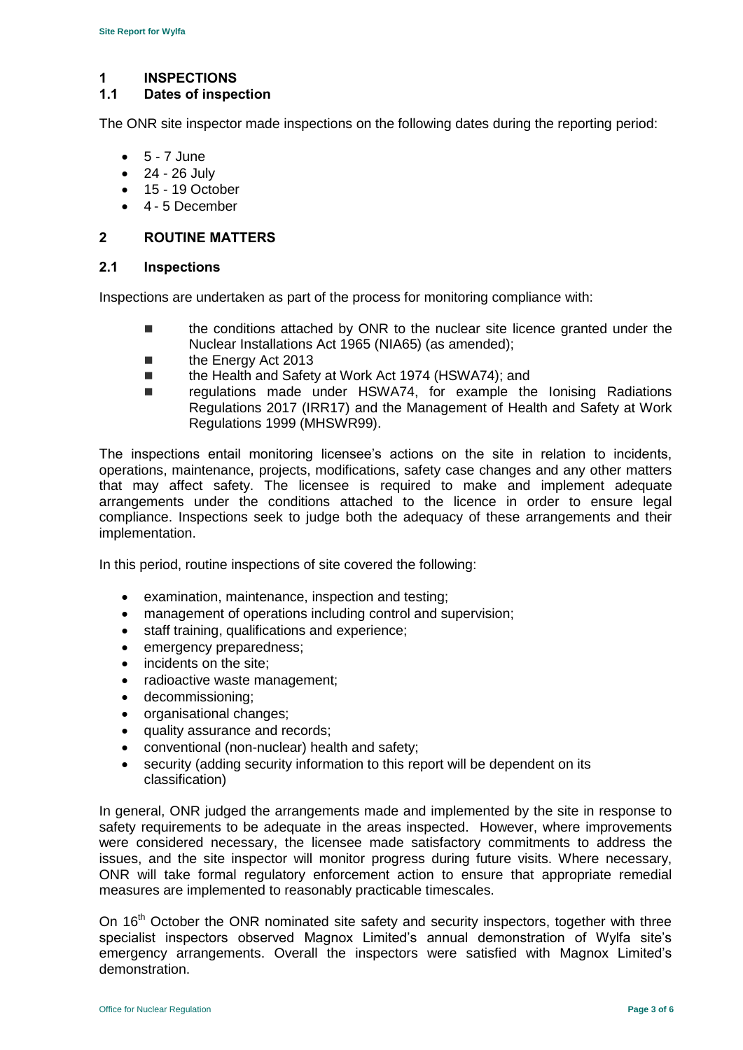# 1 INSPECTIONS

## 1.1 Dates of inspection

The ONR site inspector made inspections on the following dates during the reporting period:

- 5 - 7 June
- 24 - 26 July
- 15 - 19 October
- 4 - 5 December

# 2 ROUTINE MATTERS

## 2.1 Inspections

Inspections are undertaken as part of the process for monitoring compliance with:

- the conditions attached by ONR to the nuclear site licence granted under the Nuclear Installations Act 1965 (NIA65) (as amended);
- the Energy Act 2013
- the Health and Safety at Work Act 1974 (HSWA74); and
- regulations made under HSWA74, for example the Ionising Radiations Regulations 2017 (IRR17) and the Management of Health and Safety at Work Regulations 1999 (MHSWR99).

The inspections entail monitoring licensee's actions on the site in relation to incidents, operations, maintenance, projects, modifications, safety case changes and any other matters that may affect safety. The licensee is required to make and implement adequate arrangements under the conditions attached to the licence in order to ensure legal compliance. Inspections seek to judge both the adequacy of these arrangements and their implementation.

In this period, routine inspections of site covered the following:

- examination, maintenance, inspection and testing;
- management of operations including control and supervision;
- staff training, qualifications and experience;
- emergency preparedness;
- incidents on the site;
- radioactive waste management;
- decommissioning;
- organisational changes;
- quality assurance and records;
- conventional (non-nuclear) health and safety;
- security (adding security information to this report will be dependent on its classification)

In general, ONR judged the arrangements made and implemented by the site in response to safety requirements to be adequate in the areas inspected. However, where improvements were considered necessary, the licensee made satisfactory commitments to address the issues, and the site inspector will monitor progress during future visits. Where necessary, ONR will take formal regulatory enforcement action to ensure that appropriate remedial measures are implemented to reasonably practicable timescales.

On 16th October the ONR nominated site safety and security inspectors, together with three specialist inspectors observed Magnox Limited's annual demonstration of Wylfa site's emergency arrangements. Overall the inspectors were satisfied with Magnox Limited's demonstration.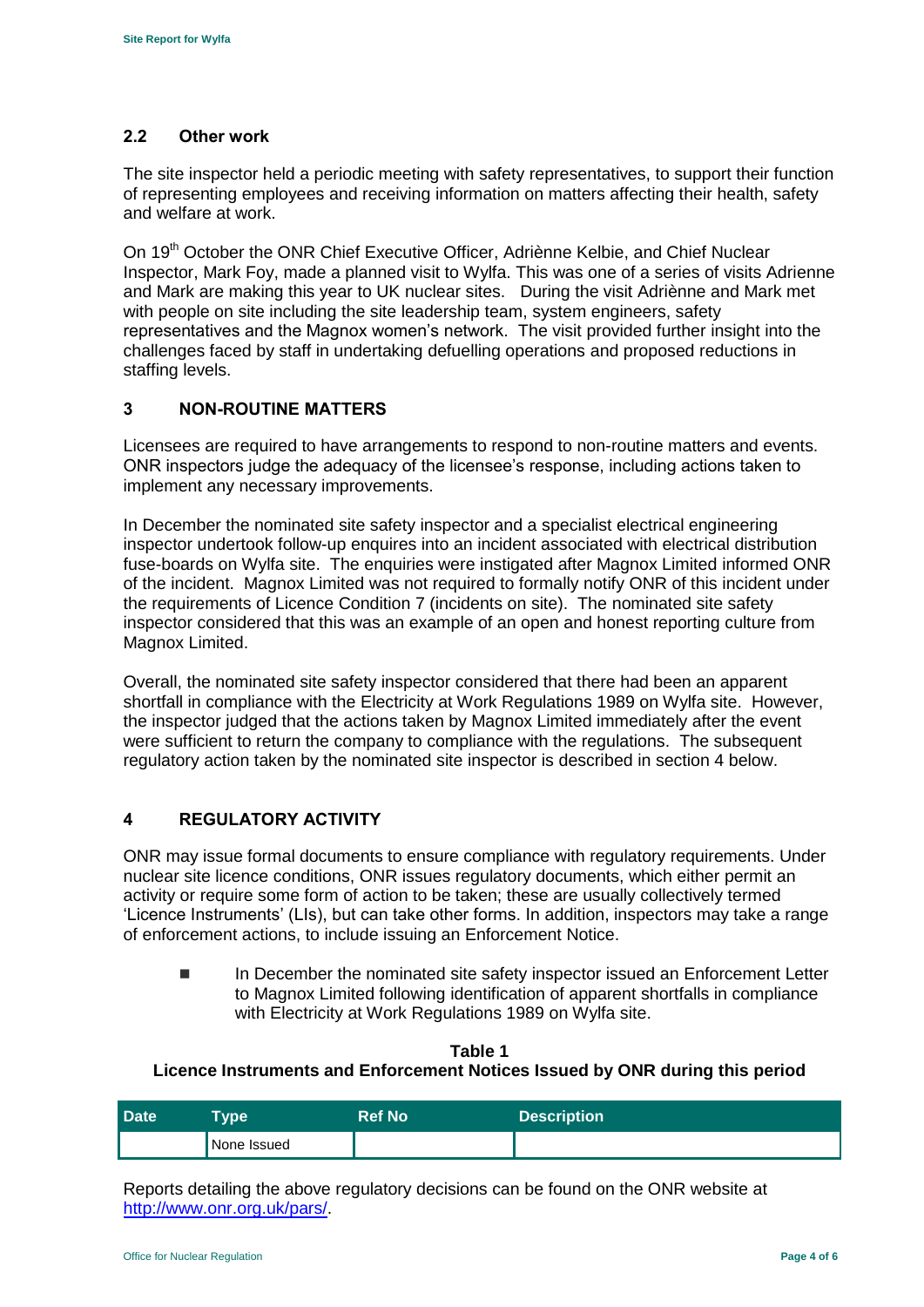### 2.2 Other work

The site inspector held a periodic meeting with safety representatives, to support their function of representing employees and receiving information on matters affecting their health, safety and welfare at work.

On 19th October the ONR Chief Executive Officer, Adriènne Kelbie, and Chief Nuclear Inspector, Mark Foy, made a planned visit to Wylfa. This was one of a series of visits Adrienne and Mark are making this year to UK nuclear sites. During the visit Adriènne and Mark met with people on site including the site leadership team, system engineers, safety representatives and the Magnox women's network. The visit provided further insight into the challenges faced by staff in undertaking defuelling operations and proposed reductions in staffing levels.

## 3 NON-ROUTINE MATTERS

Licensees are required to have arrangements to respond to non-routine matters and events. ONR inspectors judge the adequacy of the licensee's response, including actions taken to implement any necessary improvements.

In December the nominated site safety inspector and a specialist electrical engineering inspector undertook follow-up enquires into an incident associated with electrical distribution fuse-boards on Wylfa site. The enquiries were instigated after Magnox Limited informed ONR of the incident. Magnox Limited was not required to formally notify ONR of this incident under the requirements of Licence Condition 7 (incidents on site). The nominated site safety inspector considered that this was an example of an open and honest reporting culture from Magnox Limited.

Overall, the nominated site safety inspector considered that there had been an apparent shortfall in compliance with the Electricity at Work Regulations 1989 on Wylfa site. However, the inspector judged that the actions taken by Magnox Limited immediately after the event were sufficient to return the company to compliance with the regulations. The subsequent regulatory action taken by the nominated site inspector is described in section 4 below.

## 4 REGULATORY ACTIVITY

ONR may issue formal documents to ensure compliance with regulatory requirements. Under nuclear site licence conditions, ONR issues regulatory documents, which either permit an activity or require some form of action to be taken; these are usually collectively termed 'Licence Instruments' (LIs), but can take other forms. In addition, inspectors may take a range of enforcement actions, to include issuing an Enforcement Notice.

- In December the nominated site safety inspector issued an Enforcement Letter to Magnox Limited following identification of apparent shortfalls in compliance with Electricity at Work Regulations 1989 on Wylfa site.

**Table 1**
**Licence Instruments and Enforcement Notices Issued by ONR during this period**

| Date | Type | Ref No | Description |
|---|---|---|---|
| | None Issued | | |

Reports detailing the above regulatory decisions can be found on the ONR website at http://www.onr.org.uk/pars/.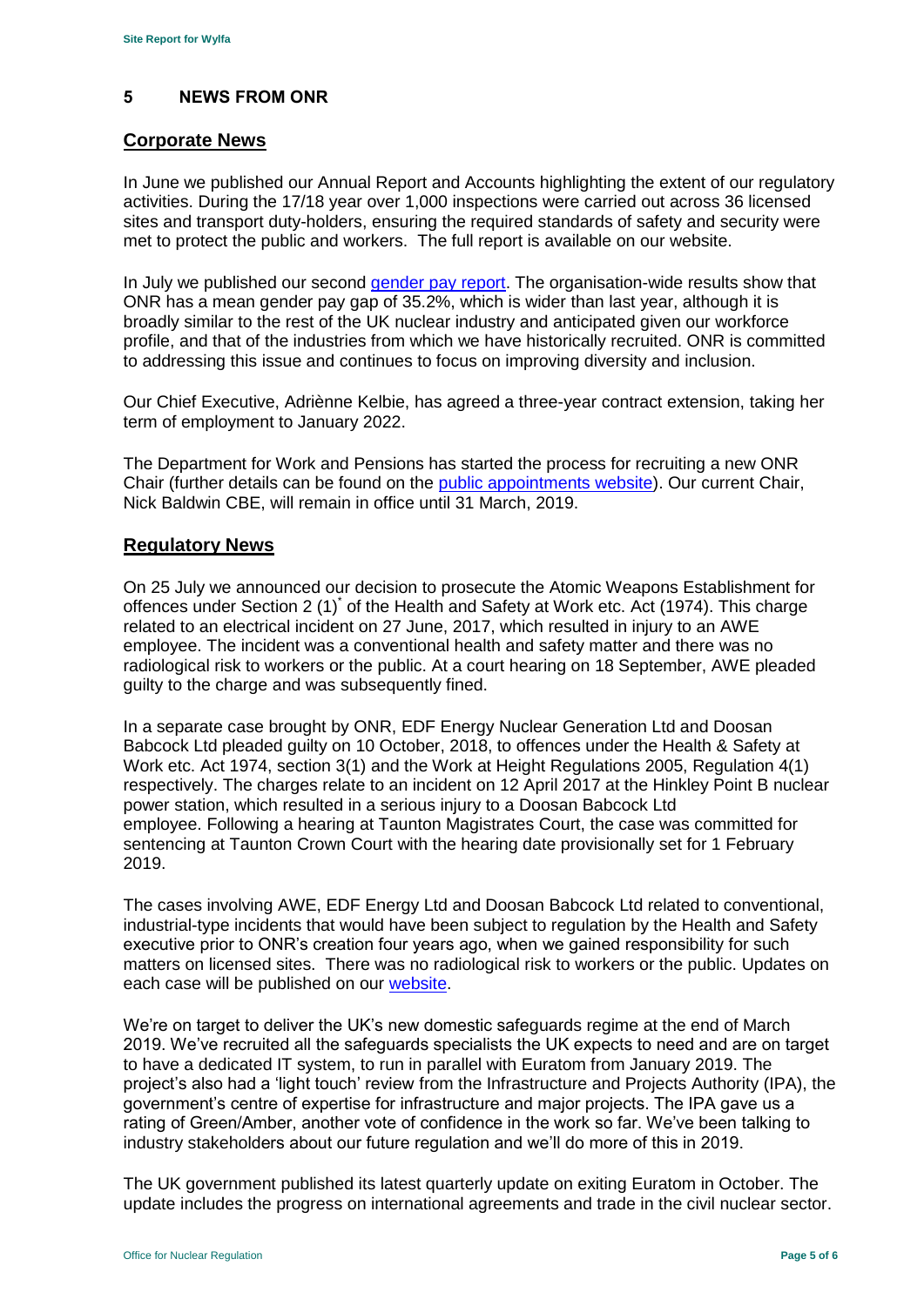## 5 NEWS FROM ONR

### Corporate News

In June we published our Annual Report and Accounts highlighting the extent of our regulatory activities. During the 17/18 year over 1,000 inspections were carried out across 36 licensed sites and transport duty-holders, ensuring the required standards of safety and security were met to protect the public and workers. The full report is available on our website.

In July we published our second [gender pay report](). The organisation-wide results show that ONR has a mean gender pay gap of 35.2%, which is wider than last year, although it is broadly similar to the rest of the UK nuclear industry and anticipated given our workforce profile, and that of the industries from which we have historically recruited. ONR is committed to addressing this issue and continues to focus on improving diversity and inclusion.

Our Chief Executive, Adriènne Kelbie, has agreed a three-year contract extension, taking her term of employment to January 2022.

The Department for Work and Pensions has started the process for recruiting a new ONR Chair (further details can be found on the [public appointments website]()). Our current Chair, Nick Baldwin CBE, will remain in office until 31 March, 2019.

### Regulatory News

On 25 July we announced our decision to prosecute the Atomic Weapons Establishment for offences under Section 2 (1)* of the Health and Safety at Work etc. Act (1974). This charge related to an electrical incident on 27 June, 2017, which resulted in injury to an AWE employee. The incident was a conventional health and safety matter and there was no radiological risk to workers or the public. At a court hearing on 18 September, AWE pleaded guilty to the charge and was subsequently fined.

In a separate case brought by ONR, EDF Energy Nuclear Generation Ltd and Doosan Babcock Ltd pleaded guilty on 10 October, 2018, to offences under the Health & Safety at Work etc. Act 1974, section 3(1) and the Work at Height Regulations 2005, Regulation 4(1) respectively. The charges relate to an incident on 12 April 2017 at the Hinkley Point B nuclear power station, which resulted in a serious injury to a Doosan Babcock Ltd employee. Following a hearing at Taunton Magistrates Court, the case was committed for sentencing at Taunton Crown Court with the hearing date provisionally set for 1 February 2019.

The cases involving AWE, EDF Energy Ltd and Doosan Babcock Ltd related to conventional, industrial-type incidents that would have been subject to regulation by the Health and Safety executive prior to ONR's creation four years ago, when we gained responsibility for such matters on licensed sites. There was no radiological risk to workers or the public. Updates on each case will be published on our [website]().

We're on target to deliver the UK's new domestic safeguards regime at the end of March 2019. We've recruited all the safeguards specialists the UK expects to need and are on target to have a dedicated IT system, to run in parallel with Euratom from January 2019. The project's also had a 'light touch' review from the Infrastructure and Projects Authority (IPA), the government's centre of expertise for infrastructure and major projects. The IPA gave us a rating of Green/Amber, another vote of confidence in the work so far. We've been talking to industry stakeholders about our future regulation and we'll do more of this in 2019.

The UK government published its latest quarterly update on exiting Euratom in October. The update includes the progress on international agreements and trade in the civil nuclear sector.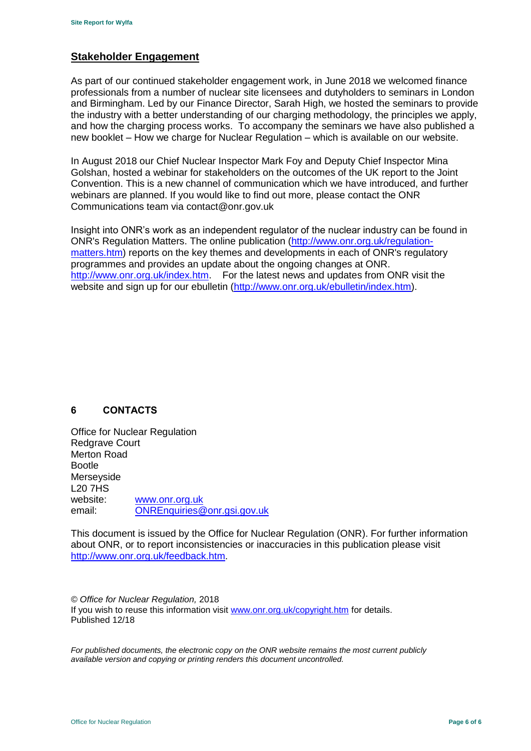## Stakeholder Engagement

As part of our continued stakeholder engagement work, in June 2018 we welcomed finance professionals from a number of nuclear site licensees and dutyholders to seminars in London and Birmingham. Led by our Finance Director, Sarah High, we hosted the seminars to provide the industry with a better understanding of our charging methodology, the principles we apply, and how the charging process works. To accompany the seminars we have also published a new booklet – How we charge for Nuclear Regulation – which is available on our website.

In August 2018 our Chief Nuclear Inspector Mark Foy and Deputy Chief Inspector Mina Golshan, hosted a webinar for stakeholders on the outcomes of the UK report to the Joint Convention. This is a new channel of communication which we have introduced, and further webinars are planned. If you would like to find out more, please contact the ONR Communications team via contact@onr.gov.uk

Insight into ONR's work as an independent regulator of the nuclear industry can be found in ONR's Regulation Matters. The online publication (http://www.onr.org.uk/regulation-matters.htm) reports on the key themes and developments in each of ONR's regulatory programmes and provides an update about the ongoing changes at ONR. http://www.onr.org.uk/index.htm. For the latest news and updates from ONR visit the website and sign up for our ebulletin (http://www.onr.org.uk/ebulletin/index.htm).

## 6 CONTACTS

Office for Nuclear Regulation
Redgrave Court
Merton Road
Bootle
Merseyside
L20 7HS
website: www.onr.org.uk
email: ONREnquiries@onr.gsi.gov.uk

This document is issued by the Office for Nuclear Regulation (ONR). For further information about ONR, or to report inconsistencies or inaccuracies in this publication please visit http://www.onr.org.uk/feedback.htm.

© *Office for Nuclear Regulation,* 2018
If you wish to reuse this information visit www.onr.org.uk/copyright.htm for details.
Published 12/18

*For published documents, the electronic copy on the ONR website remains the most current publicly available version and copying or printing renders this document uncontrolled.*